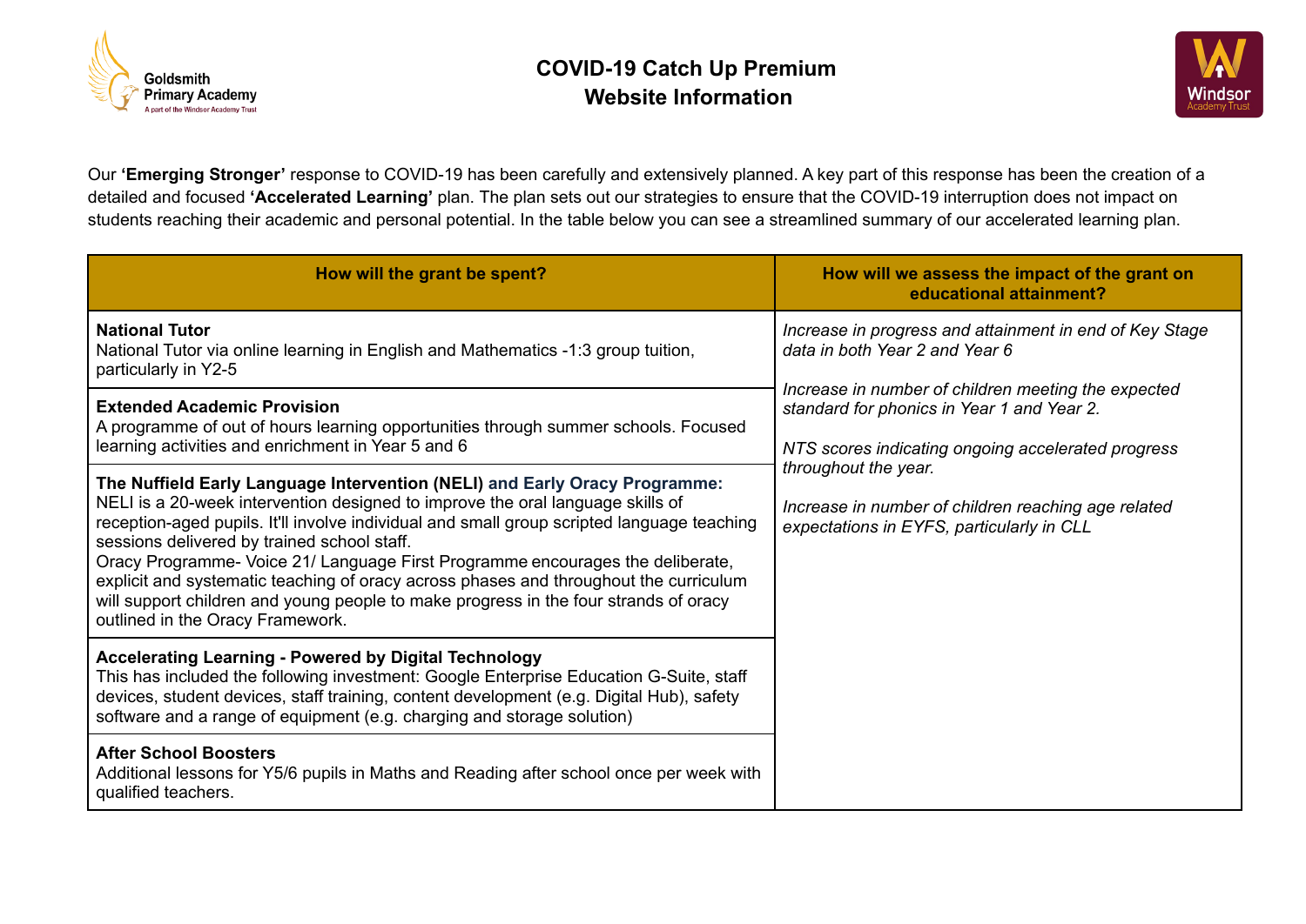# COVID-19 Catch Up Premium
## Website Information

Our **'Emerging Stronger'** response to COVID-19 has been carefully and extensively planned. A key part of this response has been the creation of a detailed and focused **'Accelerated Learning'** plan. The plan sets out our strategies to ensure that the COVID-19 interruption does not impact on students reaching their academic and personal potential. In the table below you can see a streamlined summary of our accelerated learning plan.

| How will the grant be spent? | How will we assess the impact of the grant on educational attainment? |
|---|---|
| **National Tutor**<br>National Tutor via online learning in English and Mathematics -1:3 group tuition, particularly in Y2-5 | *Increase in progress and attainment in end of Key Stage data in both Year 2 and Year 6*<br><br>*Increase in number of children meeting the expected standard for phonics in Year 1 and Year 2.*<br><br>*NTS scores indicating ongoing accelerated progress throughout the year.*<br><br>*Increase in number of children reaching age related expectations in EYFS, particularly in CLL* |
| **Extended Academic Provision**<br>A programme of out of hours learning opportunities through summer schools. Focused learning activities and enrichment in Year 5 and 6 | |
| **The Nuffield Early Language Intervention (NELI) and Early Oracy Programme:**<br>NELI is a 20-week intervention designed to improve the oral language skills of reception-aged pupils. It'll involve individual and small group scripted language teaching sessions delivered by trained school staff.<br>Oracy Programme- Voice 21/ Language First Programme encourages the deliberate, explicit and systematic teaching of oracy across phases and throughout the curriculum will support children and young people to make progress in the four strands of oracy outlined in the Oracy Framework. | |
| **Accelerating Learning - Powered by Digital Technology**<br>This has included the following investment: Google Enterprise Education G-Suite, staff devices, student devices, staff training, content development (e.g. Digital Hub), safety software and a range of equipment (e.g. charging and storage solution) | |
| **After School Boosters**<br>Additional lessons for Y5/6 pupils in Maths and Reading after school once per week with qualified teachers. | |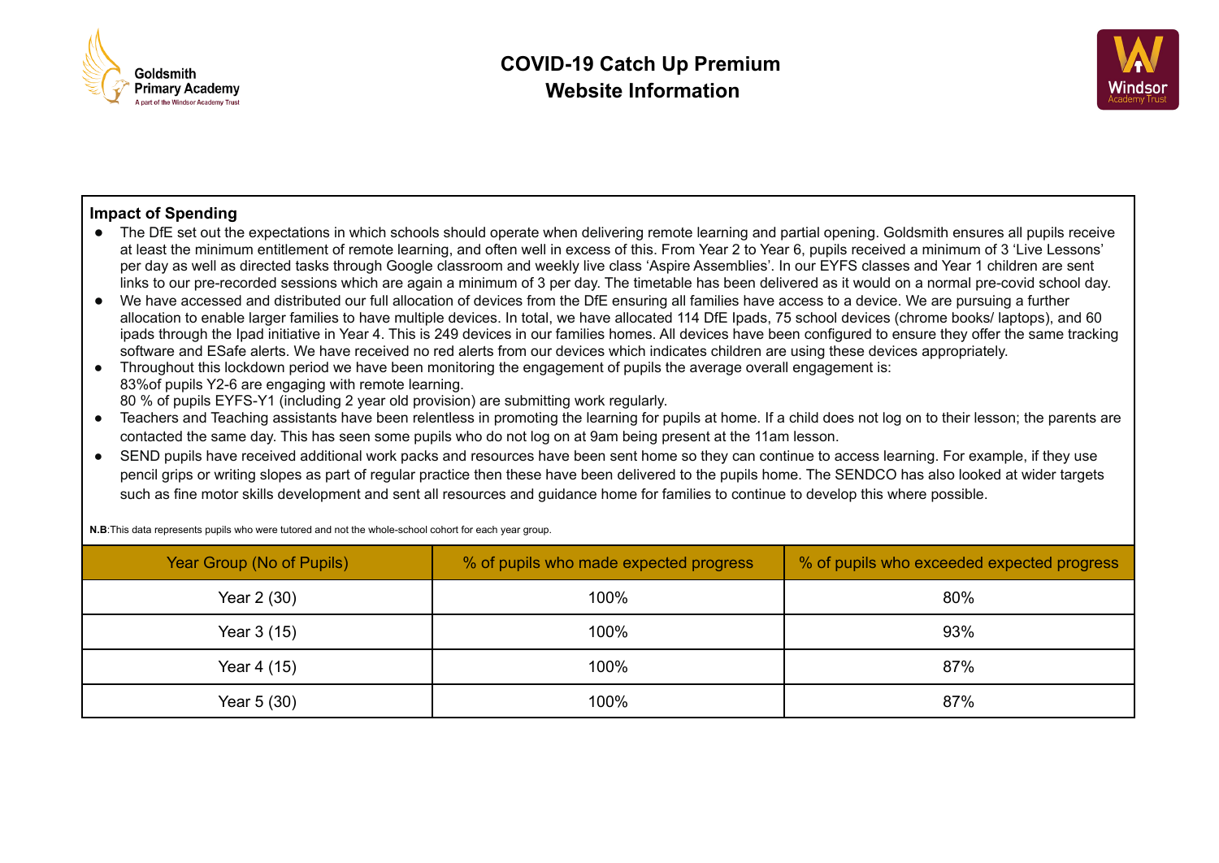# COVID-19 Catch Up Premium
# Website Information

**Impact of Spending**

- The DfE set out the expectations in which schools should operate when delivering remote learning and partial opening. Goldsmith ensures all pupils receive at least the minimum entitlement of remote learning, and often well in excess of this. From Year 2 to Year 6, pupils received a minimum of 3 'Live Lessons' per day as well as directed tasks through Google classroom and weekly live class 'Aspire Assemblies'. In our EYFS classes and Year 1 children are sent links to our pre-recorded sessions which are again a minimum of 3 per day. The timetable has been delivered as it would on a normal pre-covid school day.
- We have accessed and distributed our full allocation of devices from the DfE ensuring all families have access to a device. We are pursuing a further allocation to enable larger families to have multiple devices. In total, we have allocated 114 DfE Ipads, 75 school devices (chrome books/ laptops), and 60 ipads through the Ipad initiative in Year 4. This is 249 devices in our families homes. All devices have been configured to ensure they offer the same tracking software and ESafe alerts. We have received no red alerts from our devices which indicates children are using these devices appropriately.
- Throughout this lockdown period we have been monitoring the engagement of pupils the average overall engagement is:
  83%of pupils Y2-6 are engaging with remote learning.
  80 % of pupils EYFS-Y1 (including 2 year old provision) are submitting work regularly.
- Teachers and Teaching assistants have been relentless in promoting the learning for pupils at home. If a child does not log on to their lesson; the parents are contacted the same day. This has seen some pupils who do not log on at 9am being present at the 11am lesson.
- SEND pupils have received additional work packs and resources have been sent home so they can continue to access learning. For example, if they use pencil grips or writing slopes as part of regular practice then these have been delivered to the pupils home. The SENDCO has also looked at wider targets such as fine motor skills development and sent all resources and guidance home for families to continue to develop this where possible.

**N.B**:This data represents pupils who were tutored and not the whole-school cohort for each year group.

| Year Group (No of Pupils) | % of pupils who made expected progress | % of pupils who exceeded expected progress |
|---|---|---|
| Year 2 (30) | 100% | 80% |
| Year 3 (15) | 100% | 93% |
| Year 4 (15) | 100% | 87% |
| Year 5 (30) | 100% | 87% |